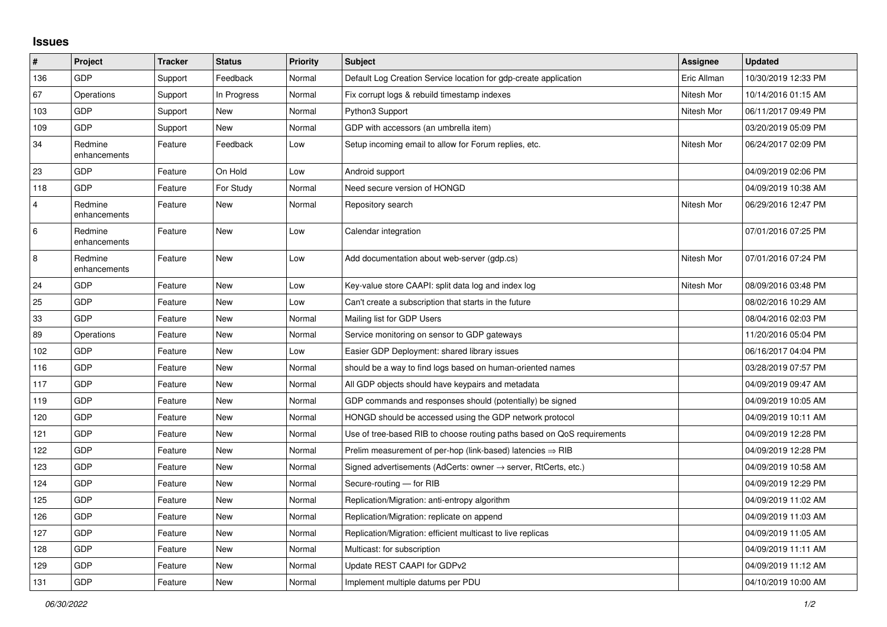## Issues

| # | Project | Tracker | Status | Priority | Subject | Assignee | Updated |
|---|---|---|---|---|---|---|---|
| 136 | GDP | Support | Feedback | Normal | Default Log Creation Service location for gdp-create application | Eric Allman | 10/30/2019 12:33 PM |
| 67 | Operations | Support | In Progress | Normal | Fix corrupt logs & rebuild timestamp indexes | Nitesh Mor | 10/14/2016 01:15 AM |
| 103 | GDP | Support | New | Normal | Python3 Support | Nitesh Mor | 06/11/2017 09:49 PM |
| 109 | GDP | Support | New | Normal | GDP with accessors (an umbrella item) | | 03/20/2019 05:09 PM |
| 34 | Redmine enhancements | Feature | Feedback | Low | Setup incoming email to allow for Forum replies, etc. | Nitesh Mor | 06/24/2017 02:09 PM |
| 23 | GDP | Feature | On Hold | Low | Android support | | 04/09/2019 02:06 PM |
| 118 | GDP | Feature | For Study | Normal | Need secure version of HONGD | | 04/09/2019 10:38 AM |
| 4 | Redmine enhancements | Feature | New | Normal | Repository search | Nitesh Mor | 06/29/2016 12:47 PM |
| 6 | Redmine enhancements | Feature | New | Low | Calendar integration | | 07/01/2016 07:25 PM |
| 8 | Redmine enhancements | Feature | New | Low | Add documentation about web-server (gdp.cs) | Nitesh Mor | 07/01/2016 07:24 PM |
| 24 | GDP | Feature | New | Low | Key-value store CAAPI: split data log and index log | Nitesh Mor | 08/09/2016 03:48 PM |
| 25 | GDP | Feature | New | Low | Can't create a subscription that starts in the future | | 08/02/2016 10:29 AM |
| 33 | GDP | Feature | New | Normal | Mailing list for GDP Users | | 08/04/2016 02:03 PM |
| 89 | Operations | Feature | New | Normal | Service monitoring on sensor to GDP gateways | | 11/20/2016 05:04 PM |
| 102 | GDP | Feature | New | Low | Easier GDP Deployment: shared library issues | | 06/16/2017 04:04 PM |
| 116 | GDP | Feature | New | Normal | should be a way to find logs based on human-oriented names | | 03/28/2019 07:57 PM |
| 117 | GDP | Feature | New | Normal | All GDP objects should have keypairs and metadata | | 04/09/2019 09:47 AM |
| 119 | GDP | Feature | New | Normal | GDP commands and responses should (potentially) be signed | | 04/09/2019 10:05 AM |
| 120 | GDP | Feature | New | Normal | HONGD should be accessed using the GDP network protocol | | 04/09/2019 10:11 AM |
| 121 | GDP | Feature | New | Normal | Use of tree-based RIB to choose routing paths based on QoS requirements | | 04/09/2019 12:28 PM |
| 122 | GDP | Feature | New | Normal | Prelim measurement of per-hop (link-based) latencies ⇒ RIB | | 04/09/2019 12:28 PM |
| 123 | GDP | Feature | New | Normal | Signed advertisements (AdCerts: owner → server, RtCerts, etc.) | | 04/09/2019 10:58 AM |
| 124 | GDP | Feature | New | Normal | Secure-routing — for RIB | | 04/09/2019 12:29 PM |
| 125 | GDP | Feature | New | Normal | Replication/Migration: anti-entropy algorithm | | 04/09/2019 11:02 AM |
| 126 | GDP | Feature | New | Normal | Replication/Migration: replicate on append | | 04/09/2019 11:03 AM |
| 127 | GDP | Feature | New | Normal | Replication/Migration: efficient multicast to live replicas | | 04/09/2019 11:05 AM |
| 128 | GDP | Feature | New | Normal | Multicast: for subscription | | 04/09/2019 11:11 AM |
| 129 | GDP | Feature | New | Normal | Update REST CAAPI for GDPv2 | | 04/09/2019 11:12 AM |
| 131 | GDP | Feature | New | Normal | Implement multiple datums per PDU | | 04/10/2019 10:00 AM |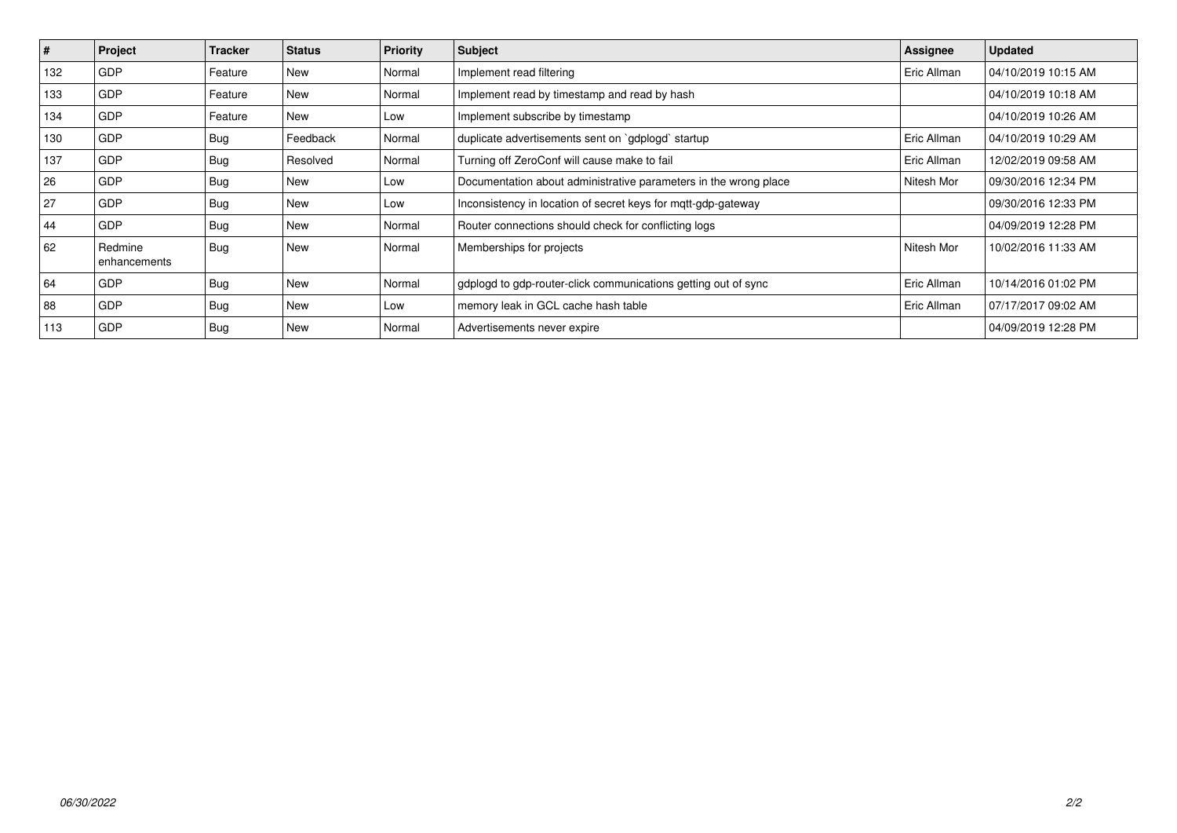| # | Project | Tracker | Status | Priority | Subject | Assignee | Updated |
|---|---|---|---|---|---|---|---|
| 132 | GDP | Feature | New | Normal | Implement read filtering | Eric Allman | 04/10/2019 10:15 AM |
| 133 | GDP | Feature | New | Normal | Implement read by timestamp and read by hash | | 04/10/2019 10:18 AM |
| 134 | GDP | Feature | New | Low | Implement subscribe by timestamp | | 04/10/2019 10:26 AM |
| 130 | GDP | Bug | Feedback | Normal | duplicate advertisements sent on `gdplogd` startup | Eric Allman | 04/10/2019 10:29 AM |
| 137 | GDP | Bug | Resolved | Normal | Turning off ZeroConf will cause make to fail | Eric Allman | 12/02/2019 09:58 AM |
| 26 | GDP | Bug | New | Low | Documentation about administrative parameters in the wrong place | Nitesh Mor | 09/30/2016 12:34 PM |
| 27 | GDP | Bug | New | Low | Inconsistency in location of secret keys for mqtt-gdp-gateway | | 09/30/2016 12:33 PM |
| 44 | GDP | Bug | New | Normal | Router connections should check for conflicting logs | | 04/09/2019 12:28 PM |
| 62 | Redmine enhancements | Bug | New | Normal | Memberships for projects | Nitesh Mor | 10/02/2016 11:33 AM |
| 64 | GDP | Bug | New | Normal | gdplogd to gdp-router-click communications getting out of sync | Eric Allman | 10/14/2016 01:02 PM |
| 88 | GDP | Bug | New | Low | memory leak in GCL cache hash table | Eric Allman | 07/17/2017 09:02 AM |
| 113 | GDP | Bug | New | Normal | Advertisements never expire | | 04/09/2019 12:28 PM |